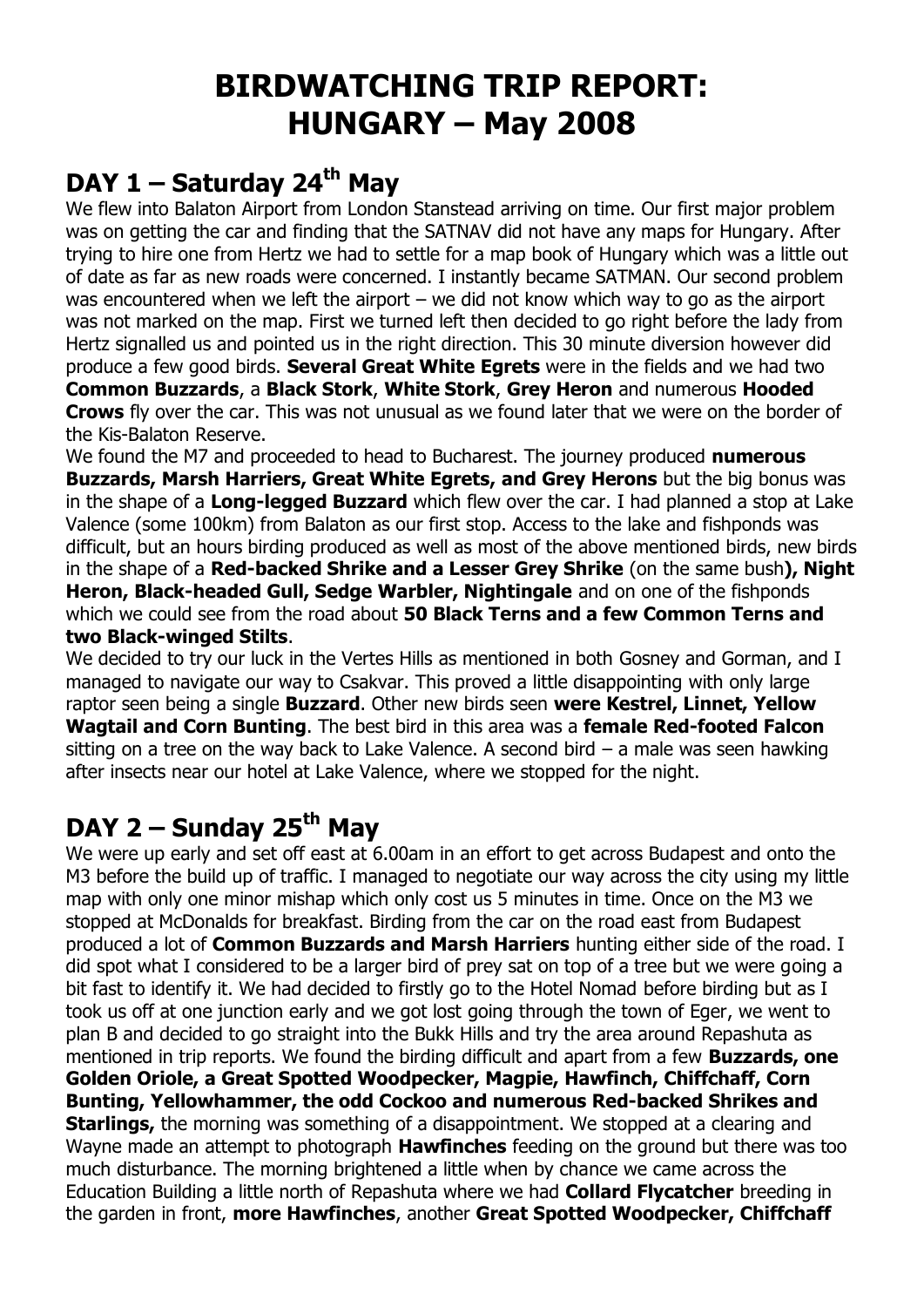# BIRDWATCHING TRIP REPORT: HUNGARY – May 2008

## DAY 1 – Saturday 24th May

We flew into Balaton Airport from London Stanstead arriving on time. Our first major problem was on getting the car and finding that the SATNAV did not have any maps for Hungary. After trying to hire one from Hertz we had to settle for a map book of Hungary which was a little out of date as far as new roads were concerned. I instantly became SATMAN. Our second problem was encountered when we left the airport – we did not know which way to go as the airport was not marked on the map. First we turned left then decided to go right before the lady from Hertz signalled us and pointed us in the right direction. This 30 minute diversion however did produce a few good birds. **Several Great White Egrets** were in the fields and we had two **Common Buzzards**, a **Black Stork**, **White Stork**, **Grey Heron** and numerous **Hooded Crows** fly over the car. This was not unusual as we found later that we were on the border of the Kis-Balaton Reserve.

We found the M7 and proceeded to head to Bucharest. The journey produced **numerous Buzzards, Marsh Harriers, Great White Egrets, and Grey Herons** but the big bonus was in the shape of a **Long-legged Buzzard** which flew over the car. I had planned a stop at Lake Valence (some 100km) from Balaton as our first stop. Access to the lake and fishponds was difficult, but an hours birding produced as well as most of the above mentioned birds, new birds in the shape of a **Red-backed Shrike and a Lesser Grey Shrike** (on the same bush**), Night Heron, Black-headed Gull, Sedge Warbler, Nightingale** and on one of the fishponds which we could see from the road about **50 Black Terns and a few Common Terns and two Black-winged Stilts**.

We decided to try our luck in the Vertes Hills as mentioned in both Gosney and Gorman, and I managed to navigate our way to Csakvar. This proved a little disappointing with only large raptor seen being a single **Buzzard**. Other new birds seen **were Kestrel, Linnet, Yellow Wagtail and Corn Bunting**. The best bird in this area was a **female Red-footed Falcon** sitting on a tree on the way back to Lake Valence. A second bird – a male was seen hawking after insects near our hotel at Lake Valence, where we stopped for the night.

## DAY 2 – Sunday 25th May

We were up early and set off east at 6.00am in an effort to get across Budapest and onto the M3 before the build up of traffic. I managed to negotiate our way across the city using my little map with only one minor mishap which only cost us 5 minutes in time. Once on the M3 we stopped at McDonalds for breakfast. Birding from the car on the road east from Budapest produced a lot of **Common Buzzards and Marsh Harriers** hunting either side of the road. I did spot what I considered to be a larger bird of prey sat on top of a tree but we were going a bit fast to identify it. We had decided to firstly go to the Hotel Nomad before birding but as I took us off at one junction early and we got lost going through the town of Eger, we went to plan B and decided to go straight into the Bukk Hills and try the area around Repashuta as mentioned in trip reports. We found the birding difficult and apart from a few **Buzzards, one Golden Oriole, a Great Spotted Woodpecker, Magpie, Hawfinch, Chiffchaff, Corn Bunting, Yellowhammer, the odd Cockoo and numerous Red-backed Shrikes and Starlings,** the morning was something of a disappointment. We stopped at a clearing and Wayne made an attempt to photograph **Hawfinches** feeding on the ground but there was too much disturbance. The morning brightened a little when by chance we came across the Education Building a little north of Repashuta where we had **Collard Flycatcher** breeding in the garden in front, **more Hawfinches**, another **Great Spotted Woodpecker, Chiffchaff**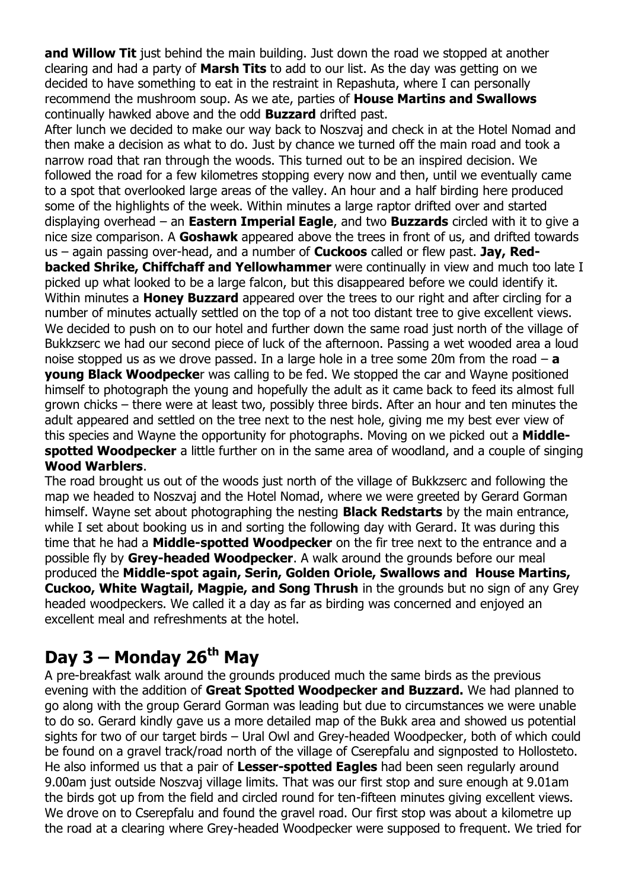**and Willow Tit** just behind the main building. Just down the road we stopped at another clearing and had a party of **Marsh Tits** to add to our list. As the day was getting on we decided to have something to eat in the restraint in Repashuta, where I can personally recommend the mushroom soup. As we ate, parties of **House Martins and Swallows** continually hawked above and the odd **Buzzard** drifted past.

After lunch we decided to make our way back to Noszvaj and check in at the Hotel Nomad and then make a decision as what to do. Just by chance we turned off the main road and took a narrow road that ran through the woods. This turned out to be an inspired decision. We followed the road for a few kilometres stopping every now and then, until we eventually came to a spot that overlooked large areas of the valley. An hour and a half birding here produced some of the highlights of the week. Within minutes a large raptor drifted over and started displaying overhead – an **Eastern Imperial Eagle**, and two **Buzzards** circled with it to give a nice size comparison. A **Goshawk** appeared above the trees in front of us, and drifted towards us – again passing over-head, and a number of **Cuckoos** called or flew past. **Jay, Red-backed Shrike, Chiffchaff and Yellowhammer** were continually in view and much too late I picked up what looked to be a large falcon, but this disappeared before we could identify it. Within minutes a **Honey Buzzard** appeared over the trees to our right and after circling for a number of minutes actually settled on the top of a not too distant tree to give excellent views. We decided to push on to our hotel and further down the same road just north of the village of Bukkzserc we had our second piece of luck of the afternoon. Passing a wet wooded area a loud noise stopped us as we drove passed. In a large hole in a tree some 20m from the road – **a young Black Woodpecke**r was calling to be fed. We stopped the car and Wayne positioned himself to photograph the young and hopefully the adult as it came back to feed its almost full grown chicks – there were at least two, possibly three birds. After an hour and ten minutes the adult appeared and settled on the tree next to the nest hole, giving me my best ever view of this species and Wayne the opportunity for photographs. Moving on we picked out a **Middle-spotted Woodpecker** a little further on in the same area of woodland, and a couple of singing **Wood Warblers**.

The road brought us out of the woods just north of the village of Bukkzserc and following the map we headed to Noszvaj and the Hotel Nomad, where we were greeted by Gerard Gorman himself. Wayne set about photographing the nesting **Black Redstarts** by the main entrance, while I set about booking us in and sorting the following day with Gerard. It was during this time that he had a **Middle-spotted Woodpecker** on the fir tree next to the entrance and a possible fly by **Grey-headed Woodpecker**. A walk around the grounds before our meal produced the **Middle-spot again, Serin, Golden Oriole, Swallows and House Martins, Cuckoo, White Wagtail, Magpie, and Song Thrush** in the grounds but no sign of any Grey headed woodpeckers. We called it a day as far as birding was concerned and enjoyed an excellent meal and refreshments at the hotel.

## Day 3 – Monday 26th May

A pre-breakfast walk around the grounds produced much the same birds as the previous evening with the addition of **Great Spotted Woodpecker and Buzzard.** We had planned to go along with the group Gerard Gorman was leading but due to circumstances we were unable to do so. Gerard kindly gave us a more detailed map of the Bukk area and showed us potential sights for two of our target birds – Ural Owl and Grey-headed Woodpecker, both of which could be found on a gravel track/road north of the village of Cserepfalu and signposted to Hollosteto. He also informed us that a pair of **Lesser-spotted Eagles** had been seen regularly around 9.00am just outside Noszvaj village limits. That was our first stop and sure enough at 9.01am the birds got up from the field and circled round for ten-fifteen minutes giving excellent views. We drove on to Cserepfalu and found the gravel road. Our first stop was about a kilometre up the road at a clearing where Grey-headed Woodpecker were supposed to frequent. We tried for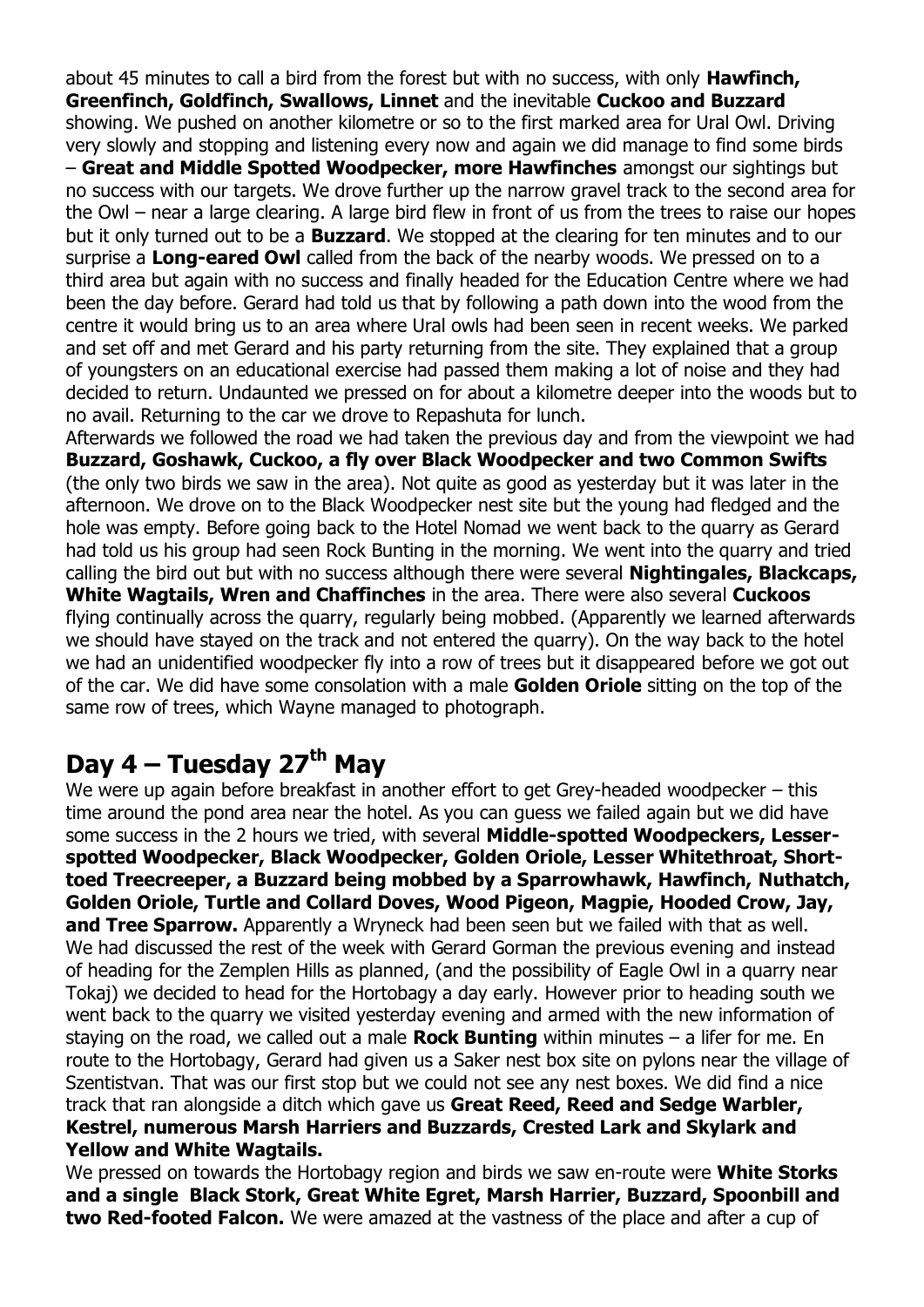about 45 minutes to call a bird from the forest but with no success, with only **Hawfinch, Greenfinch, Goldfinch, Swallows, Linnet** and the inevitable **Cuckoo and Buzzard** showing. We pushed on another kilometre or so to the first marked area for Ural Owl. Driving very slowly and stopping and listening every now and again we did manage to find some birds – **Great and Middle Spotted Woodpecker, more Hawfinches** amongst our sightings but no success with our targets. We drove further up the narrow gravel track to the second area for the Owl – near a large clearing. A large bird flew in front of us from the trees to raise our hopes but it only turned out to be a **Buzzard**. We stopped at the clearing for ten minutes and to our surprise a **Long-eared Owl** called from the back of the nearby woods. We pressed on to a third area but again with no success and finally headed for the Education Centre where we had been the day before. Gerard had told us that by following a path down into the wood from the centre it would bring us to an area where Ural owls had been seen in recent weeks. We parked and set off and met Gerard and his party returning from the site. They explained that a group of youngsters on an educational exercise had passed them making a lot of noise and they had decided to return. Undaunted we pressed on for about a kilometre deeper into the woods but to no avail. Returning to the car we drove to Repashuta for lunch.

Afterwards we followed the road we had taken the previous day and from the viewpoint we had **Buzzard, Goshawk, Cuckoo, a fly over Black Woodpecker and two Common Swifts** (the only two birds we saw in the area). Not quite as good as yesterday but it was later in the afternoon. We drove on to the Black Woodpecker nest site but the young had fledged and the hole was empty. Before going back to the Hotel Nomad we went back to the quarry as Gerard had told us his group had seen Rock Bunting in the morning. We went into the quarry and tried calling the bird out but with no success although there were several **Nightingales, Blackcaps, White Wagtails, Wren and Chaffinches** in the area. There were also several **Cuckoos** flying continually across the quarry, regularly being mobbed. (Apparently we learned afterwards we should have stayed on the track and not entered the quarry). On the way back to the hotel we had an unidentified woodpecker fly into a row of trees but it disappeared before we got out of the car. We did have some consolation with a male **Golden Oriole** sitting on the top of the same row of trees, which Wayne managed to photograph.

# Day 4 – Tuesday 27th May

We were up again before breakfast in another effort to get Grey-headed woodpecker – this time around the pond area near the hotel. As you can guess we failed again but we did have some success in the 2 hours we tried, with several **Middle-spotted Woodpeckers, Lesser-spotted Woodpecker, Black Woodpecker, Golden Oriole, Lesser Whitethroat, Short-toed Treecreeper, a Buzzard being mobbed by a Sparrowhawk, Hawfinch, Nuthatch, Golden Oriole, Turtle and Collard Doves, Wood Pigeon, Magpie, Hooded Crow, Jay, and Tree Sparrow.** Apparently a Wryneck had been seen but we failed with that as well.

We had discussed the rest of the week with Gerard Gorman the previous evening and instead of heading for the Zemplen Hills as planned, (and the possibility of Eagle Owl in a quarry near Tokaj) we decided to head for the Hortobagy a day early. However prior to heading south we went back to the quarry we visited yesterday evening and armed with the new information of staying on the road, we called out a male **Rock Bunting** within minutes – a lifer for me. En route to the Hortobagy, Gerard had given us a Saker nest box site on pylons near the village of Szentistvan. That was our first stop but we could not see any nest boxes. We did find a nice track that ran alongside a ditch which gave us **Great Reed, Reed and Sedge Warbler, Kestrel, numerous Marsh Harriers and Buzzards, Crested Lark and Skylark and Yellow and White Wagtails.**

We pressed on towards the Hortobagy region and birds we saw en-route were **White Storks and a single Black Stork, Great White Egret, Marsh Harrier, Buzzard, Spoonbill and two Red-footed Falcon.** We were amazed at the vastness of the place and after a cup of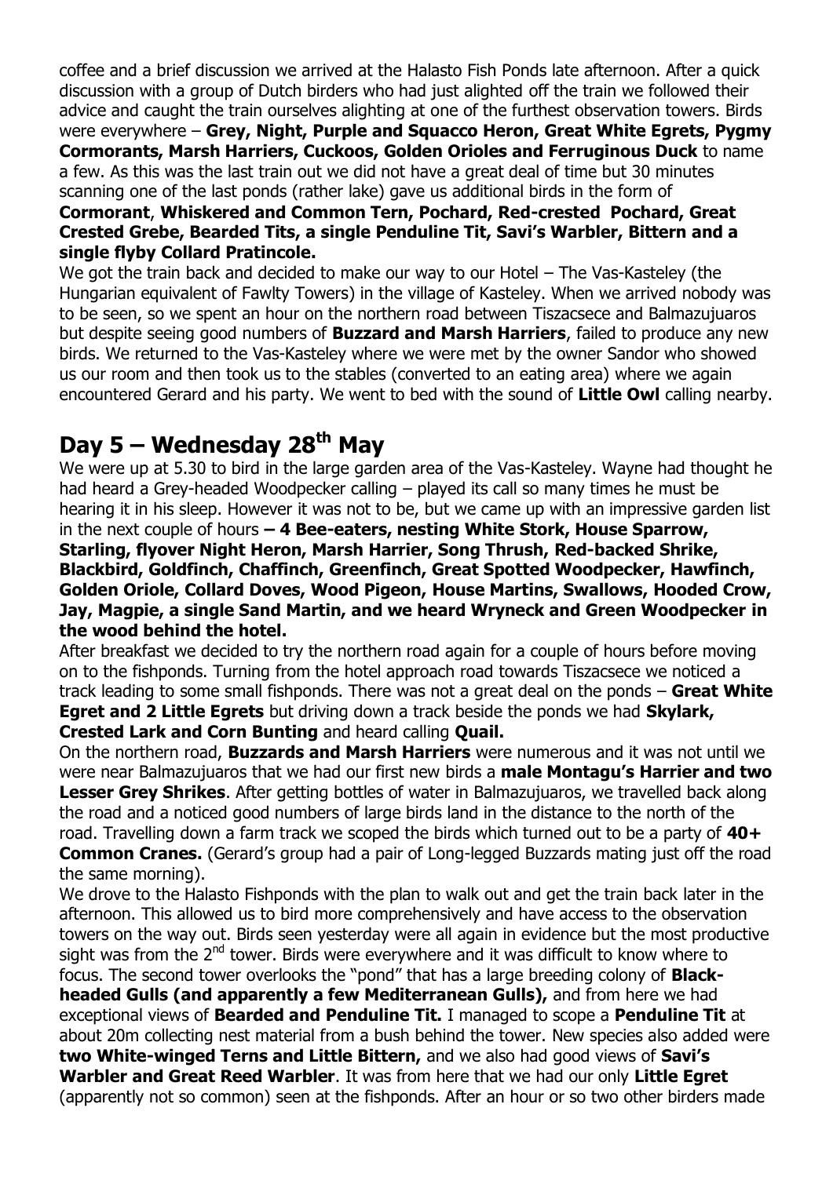coffee and a brief discussion we arrived at the Halasto Fish Ponds late afternoon. After a quick discussion with a group of Dutch birders who had just alighted off the train we followed their advice and caught the train ourselves alighting at one of the furthest observation towers. Birds were everywhere – **Grey, Night, Purple and Squacco Heron, Great White Egrets, Pygmy Cormorants, Marsh Harriers, Cuckoos, Golden Orioles and Ferruginous Duck** to name a few. As this was the last train out we did not have a great deal of time but 30 minutes scanning one of the last ponds (rather lake) gave us additional birds in the form of **Cormorant**, **Whiskered and Common Tern, Pochard, Red-crested Pochard, Great Crested Grebe, Bearded Tits, a single Penduline Tit, Savi's Warbler, Bittern and a single flyby Collard Pratincole.**

We got the train back and decided to make our way to our Hotel – The Vas-Kasteley (the Hungarian equivalent of Fawlty Towers) in the village of Kasteley. When we arrived nobody was to be seen, so we spent an hour on the northern road between Tiszacsece and Balmazujuaros but despite seeing good numbers of **Buzzard and Marsh Harriers**, failed to produce any new birds. We returned to the Vas-Kasteley where we were met by the owner Sandor who showed us our room and then took us to the stables (converted to an eating area) where we again encountered Gerard and his party. We went to bed with the sound of **Little Owl** calling nearby.

# Day 5 – Wednesday 28th May

We were up at 5.30 to bird in the large garden area of the Vas-Kasteley. Wayne had thought he had heard a Grey-headed Woodpecker calling – played its call so many times he must be hearing it in his sleep. However it was not to be, but we came up with an impressive garden list in the next couple of hours **– 4 Bee-eaters, nesting White Stork, House Sparrow, Starling, flyover Night Heron, Marsh Harrier, Song Thrush, Red-backed Shrike, Blackbird, Goldfinch, Chaffinch, Greenfinch, Great Spotted Woodpecker, Hawfinch, Golden Oriole, Collard Doves, Wood Pigeon, House Martins, Swallows, Hooded Crow, Jay, Magpie, a single Sand Martin, and we heard Wryneck and Green Woodpecker in the wood behind the hotel.**

After breakfast we decided to try the northern road again for a couple of hours before moving on to the fishponds. Turning from the hotel approach road towards Tiszacsece we noticed a track leading to some small fishponds. There was not a great deal on the ponds – **Great White Egret and 2 Little Egrets** but driving down a track beside the ponds we had **Skylark, Crested Lark and Corn Bunting** and heard calling **Quail.**

On the northern road, **Buzzards and Marsh Harriers** were numerous and it was not until we were near Balmazujuaros that we had our first new birds a **male Montagu's Harrier and two Lesser Grey Shrikes**. After getting bottles of water in Balmazujuaros, we travelled back along the road and a noticed good numbers of large birds land in the distance to the north of the road. Travelling down a farm track we scoped the birds which turned out to be a party of **40+ Common Cranes.** (Gerard's group had a pair of Long-legged Buzzards mating just off the road the same morning).

We drove to the Halasto Fishponds with the plan to walk out and get the train back later in the afternoon. This allowed us to bird more comprehensively and have access to the observation towers on the way out. Birds seen yesterday were all again in evidence but the most productive sight was from the 2nd tower. Birds were everywhere and it was difficult to know where to focus. The second tower overlooks the "pond" that has a large breeding colony of **Black-headed Gulls (and apparently a few Mediterranean Gulls),** and from here we had exceptional views of **Bearded and Penduline Tit.** I managed to scope a **Penduline Tit** at about 20m collecting nest material from a bush behind the tower. New species also added were **two White-winged Terns and Little Bittern,** and we also had good views of **Savi's Warbler and Great Reed Warbler**. It was from here that we had our only **Little Egret** (apparently not so common) seen at the fishponds. After an hour or so two other birders made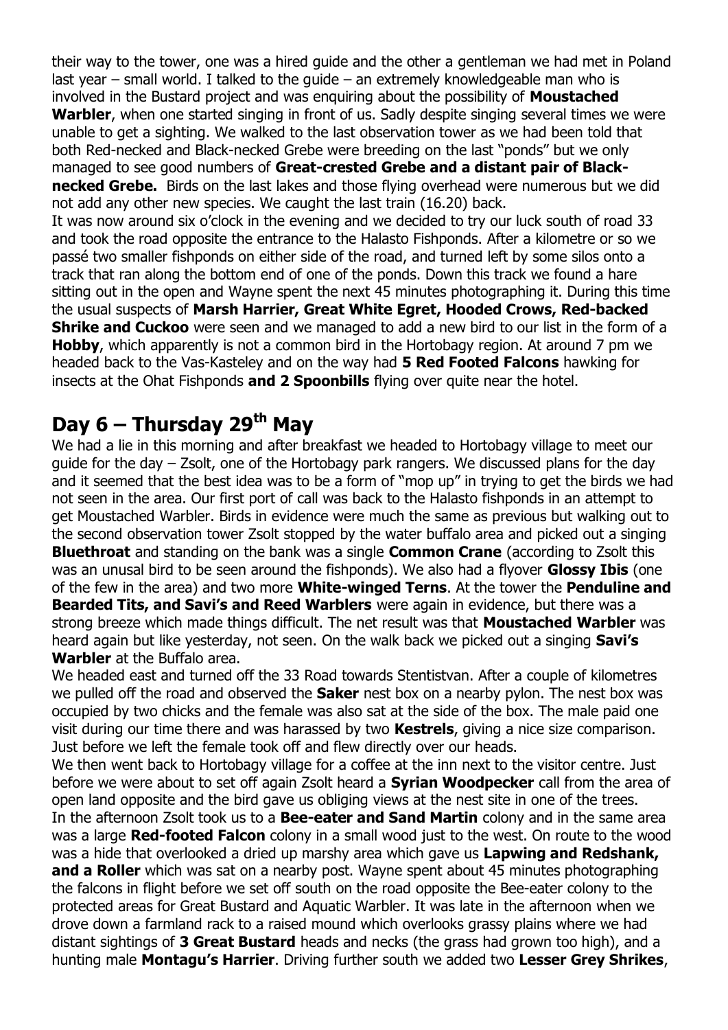their way to the tower, one was a hired guide and the other a gentleman we had met in Poland last year – small world. I talked to the guide – an extremely knowledgeable man who is involved in the Bustard project and was enquiring about the possibility of **Moustached Warbler**, when one started singing in front of us. Sadly despite singing several times we were unable to get a sighting. We walked to the last observation tower as we had been told that both Red-necked and Black-necked Grebe were breeding on the last "ponds" but we only managed to see good numbers of **Great-crested Grebe and a distant pair of Black-necked Grebe.** Birds on the last lakes and those flying overhead were numerous but we did not add any other new species. We caught the last train (16.20) back.

It was now around six o'clock in the evening and we decided to try our luck south of road 33 and took the road opposite the entrance to the Halasto Fishponds. After a kilometre or so we passé two smaller fishponds on either side of the road, and turned left by some silos onto a track that ran along the bottom end of one of the ponds. Down this track we found a hare sitting out in the open and Wayne spent the next 45 minutes photographing it. During this time the usual suspects of **Marsh Harrier, Great White Egret, Hooded Crows, Red-backed Shrike and Cuckoo** were seen and we managed to add a new bird to our list in the form of a **Hobby**, which apparently is not a common bird in the Hortobagy region. At around 7 pm we headed back to the Vas-Kasteley and on the way had **5 Red Footed Falcons** hawking for insects at the Ohat Fishponds **and 2 Spoonbills** flying over quite near the hotel.

## Day 6 – Thursday 29th May

We had a lie in this morning and after breakfast we headed to Hortobagy village to meet our guide for the day – Zsolt, one of the Hortobagy park rangers. We discussed plans for the day and it seemed that the best idea was to be a form of "mop up" in trying to get the birds we had not seen in the area. Our first port of call was back to the Halasto fishponds in an attempt to get Moustached Warbler. Birds in evidence were much the same as previous but walking out to the second observation tower Zsolt stopped by the water buffalo area and picked out a singing **Bluethroat** and standing on the bank was a single **Common Crane** (according to Zsolt this was an unusal bird to be seen around the fishponds). We also had a flyover **Glossy Ibis** (one of the few in the area) and two more **White-winged Terns**. At the tower the **Penduline and Bearded Tits, and Savi's and Reed Warblers** were again in evidence, but there was a strong breeze which made things difficult. The net result was that **Moustached Warbler** was heard again but like yesterday, not seen. On the walk back we picked out a singing **Savi's Warbler** at the Buffalo area.

We headed east and turned off the 33 Road towards Stentistvan. After a couple of kilometres we pulled off the road and observed the **Saker** nest box on a nearby pylon. The nest box was occupied by two chicks and the female was also sat at the side of the box. The male paid one visit during our time there and was harassed by two **Kestrels**, giving a nice size comparison. Just before we left the female took off and flew directly over our heads.

We then went back to Hortobagy village for a coffee at the inn next to the visitor centre. Just before we were about to set off again Zsolt heard a **Syrian Woodpecker** call from the area of open land opposite and the bird gave us obliging views at the nest site in one of the trees.

In the afternoon Zsolt took us to a **Bee-eater and Sand Martin** colony and in the same area was a large **Red-footed Falcon** colony in a small wood just to the west. On route to the wood was a hide that overlooked a dried up marshy area which gave us **Lapwing and Redshank, and a Roller** which was sat on a nearby post. Wayne spent about 45 minutes photographing the falcons in flight before we set off south on the road opposite the Bee-eater colony to the protected areas for Great Bustard and Aquatic Warbler. It was late in the afternoon when we drove down a farmland rack to a raised mound which overlooks grassy plains where we had distant sightings of **3 Great Bustard** heads and necks (the grass had grown too high), and a hunting male **Montagu's Harrier**. Driving further south we added two **Lesser Grey Shrikes**,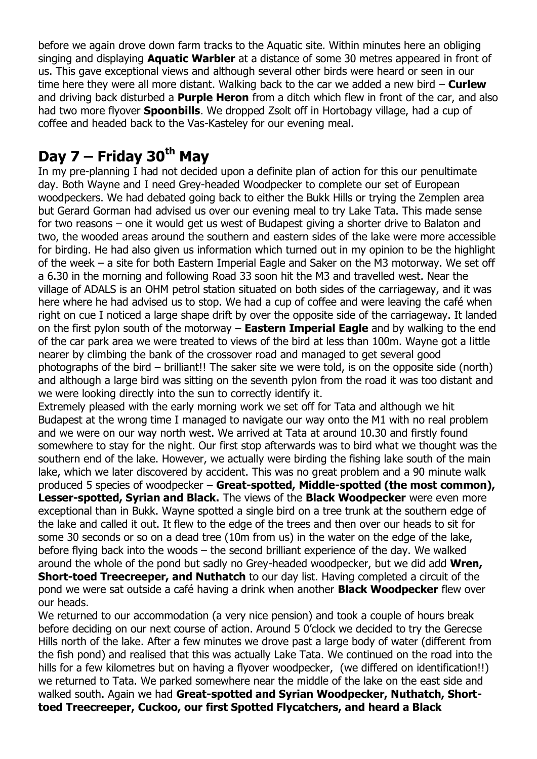before we again drove down farm tracks to the Aquatic site. Within minutes here an obliging singing and displaying **Aquatic Warbler** at a distance of some 30 metres appeared in front of us. This gave exceptional views and although several other birds were heard or seen in our time here they were all more distant. Walking back to the car we added a new bird – **Curlew** and driving back disturbed a **Purple Heron** from a ditch which flew in front of the car, and also had two more flyover **Spoonbills**. We dropped Zsolt off in Hortobagy village, had a cup of coffee and headed back to the Vas-Kasteley for our evening meal.

# Day 7 – Friday 30th May

In my pre-planning I had not decided upon a definite plan of action for this our penultimate day. Both Wayne and I need Grey-headed Woodpecker to complete our set of European woodpeckers. We had debated going back to either the Bukk Hills or trying the Zemplen area but Gerard Gorman had advised us over our evening meal to try Lake Tata. This made sense for two reasons – one it would get us west of Budapest giving a shorter drive to Balaton and two, the wooded areas around the southern and eastern sides of the lake were more accessible for birding. He had also given us information which turned out in my opinion to be the highlight of the week – a site for both Eastern Imperial Eagle and Saker on the M3 motorway. We set off a 6.30 in the morning and following Road 33 soon hit the M3 and travelled west. Near the village of ADALS is an OHM petrol station situated on both sides of the carriageway, and it was here where he had advised us to stop. We had a cup of coffee and were leaving the café when right on cue I noticed a large shape drift by over the opposite side of the carriageway. It landed on the first pylon south of the motorway – **Eastern Imperial Eagle** and by walking to the end of the car park area we were treated to views of the bird at less than 100m. Wayne got a little nearer by climbing the bank of the crossover road and managed to get several good photographs of the bird – brilliant!! The saker site we were told, is on the opposite side (north) and although a large bird was sitting on the seventh pylon from the road it was too distant and we were looking directly into the sun to correctly identify it.

Extremely pleased with the early morning work we set off for Tata and although we hit Budapest at the wrong time I managed to navigate our way onto the M1 with no real problem and we were on our way north west. We arrived at Tata at around 10.30 and firstly found somewhere to stay for the night. Our first stop afterwards was to bird what we thought was the southern end of the lake. However, we actually were birding the fishing lake south of the main lake, which we later discovered by accident. This was no great problem and a 90 minute walk produced 5 species of woodpecker – **Great-spotted, Middle-spotted (the most common), Lesser-spotted, Syrian and Black.** The views of the **Black Woodpecker** were even more exceptional than in Bukk. Wayne spotted a single bird on a tree trunk at the southern edge of the lake and called it out. It flew to the edge of the trees and then over our heads to sit for some 30 seconds or so on a dead tree (10m from us) in the water on the edge of the lake, before flying back into the woods – the second brilliant experience of the day. We walked around the whole of the pond but sadly no Grey-headed woodpecker, but we did add **Wren, Short-toed Treecreeper, and Nuthatch** to our day list. Having completed a circuit of the pond we were sat outside a café having a drink when another **Black Woodpecker** flew over our heads.

We returned to our accommodation (a very nice pension) and took a couple of hours break before deciding on our next course of action. Around 5 0'clock we decided to try the Gerecse Hills north of the lake. After a few minutes we drove past a large body of water (different from the fish pond) and realised that this was actually Lake Tata. We continued on the road into the hills for a few kilometres but on having a flyover woodpecker, (we differed on identification!!) we returned to Tata. We parked somewhere near the middle of the lake on the east side and walked south. Again we had **Great-spotted and Syrian Woodpecker, Nuthatch, Short-toed Treecreeper, Cuckoo, our first Spotted Flycatchers, and heard a Black**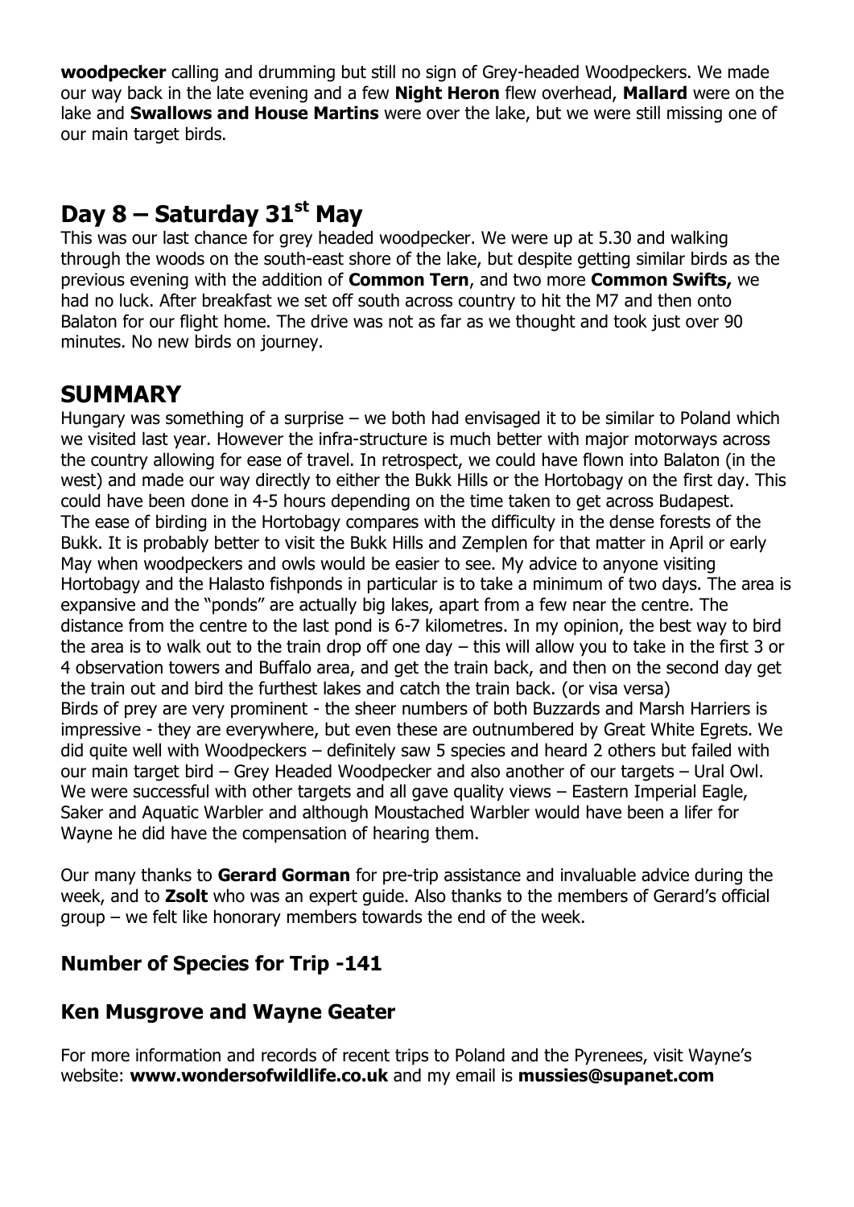**woodpecker** calling and drumming but still no sign of Grey-headed Woodpeckers. We made our way back in the late evening and a few **Night Heron** flew overhead, **Mallard** were on the lake and **Swallows and House Martins** were over the lake, but we were still missing one of our main target birds.

# Day 8 – Saturday 31st May

This was our last chance for grey headed woodpecker. We were up at 5.30 and walking through the woods on the south-east shore of the lake, but despite getting similar birds as the previous evening with the addition of **Common Tern**, and two more **Common Swifts,** we had no luck. After breakfast we set off south across country to hit the M7 and then onto Balaton for our flight home. The drive was not as far as we thought and took just over 90 minutes. No new birds on journey.

# SUMMARY

Hungary was something of a surprise – we both had envisaged it to be similar to Poland which we visited last year. However the infra-structure is much better with major motorways across the country allowing for ease of travel. In retrospect, we could have flown into Balaton (in the west) and made our way directly to either the Bukk Hills or the Hortobagy on the first day. This could have been done in 4-5 hours depending on the time taken to get across Budapest. The ease of birding in the Hortobagy compares with the difficulty in the dense forests of the Bukk. It is probably better to visit the Bukk Hills and Zemplen for that matter in April or early May when woodpeckers and owls would be easier to see. My advice to anyone visiting Hortobagy and the Halasto fishponds in particular is to take a minimum of two days. The area is expansive and the "ponds" are actually big lakes, apart from a few near the centre. The distance from the centre to the last pond is 6-7 kilometres. In my opinion, the best way to bird the area is to walk out to the train drop off one day – this will allow you to take in the first 3 or 4 observation towers and Buffalo area, and get the train back, and then on the second day get the train out and bird the furthest lakes and catch the train back. (or visa versa)
Birds of prey are very prominent - the sheer numbers of both Buzzards and Marsh Harriers is impressive - they are everywhere, but even these are outnumbered by Great White Egrets. We did quite well with Woodpeckers – definitely saw 5 species and heard 2 others but failed with our main target bird – Grey Headed Woodpecker and also another of our targets – Ural Owl. We were successful with other targets and all gave quality views – Eastern Imperial Eagle, Saker and Aquatic Warbler and although Moustached Warbler would have been a lifer for Wayne he did have the compensation of hearing them.

Our many thanks to **Gerard Gorman** for pre-trip assistance and invaluable advice during the week, and to **Zsolt** who was an expert guide. Also thanks to the members of Gerard's official group – we felt like honorary members towards the end of the week.

## Number of Species for Trip -141

## Ken Musgrove and Wayne Geater

For more information and records of recent trips to Poland and the Pyrenees, visit Wayne's website: **www.wondersofwildlife.co.uk** and my email is **mussies@supanet.com**